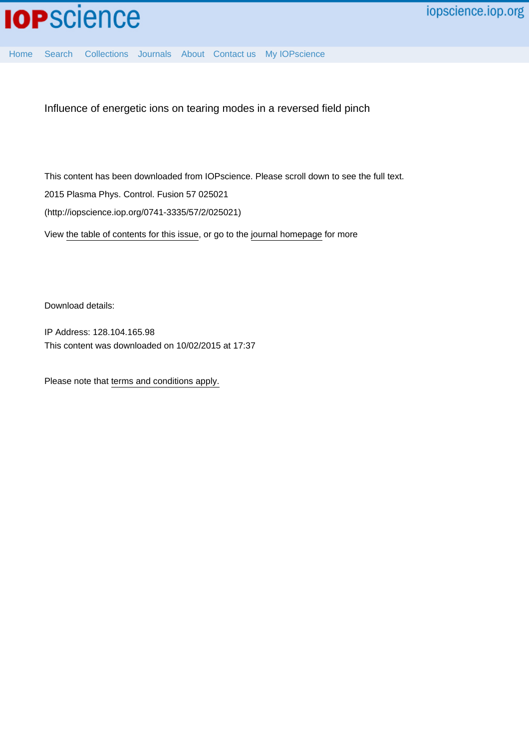Home Search Collections Journals About Contact us My IOPscience

# Influence of energetic ions on tearing modes in a reversed field pinch

This content has been downloaded from IOPscience. Please scroll down to see the full text.

2015 Plasma Phys. Control. Fusion 57 025021

(http://iopscience.iop.org/0741-3335/57/2/025021)

View the table of contents for this issue, or go to the journal homepage for more

Download details:

IP Address: 128.104.165.98

This content was downloaded on 10/02/2015 at 17:37

Please note that terms and conditions apply.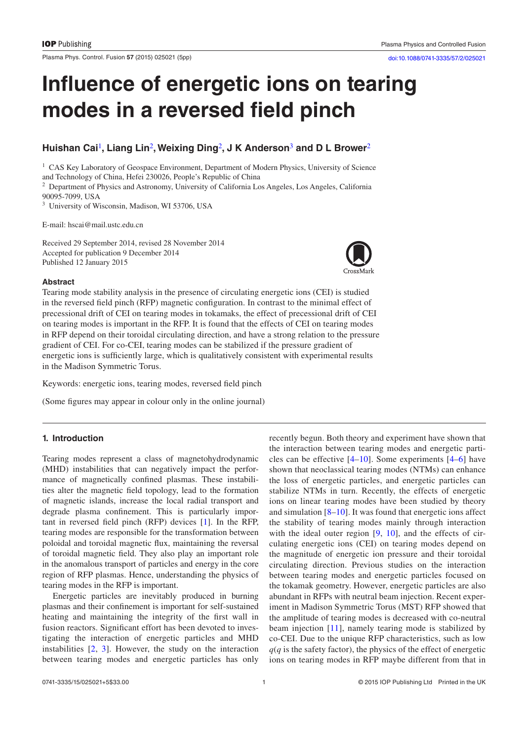# Influence of energetic ions on tearing modes in a reversed field pinch

**Huishan Cai**[1], **Liang Lin**[2], **Weixing Ding**[2], **J K Anderson**[3] **and D L Brower**[2]

[1] CAS Key Laboratory of Geospace Environment, Department of Modern Physics, University of Science and Technology of China, Hefei 230026, People's Republic of China

[2] Department of Physics and Astronomy, University of California Los Angeles, Los Angeles, California 90095-7099, USA

[3] University of Wisconsin, Madison, WI 53706, USA

E-mail: hscai@mail.ustc.edu.cn

Received 29 September 2014, revised 28 November 2014
Accepted for publication 9 December 2014
Published 12 January 2015

### Abstract

Tearing mode stability analysis in the presence of circulating energetic ions (CEI) is studied in the reversed field pinch (RFP) magnetic configuration. In contrast to the minimal effect of precessional drift of CEI on tearing modes in tokamaks, the effect of precessional drift of CEI on tearing modes is important in the RFP. It is found that the effects of CEI on tearing modes in RFP depend on their toroidal circulating direction, and have a strong relation to the pressure gradient of CEI. For co-CEI, tearing modes can be stabilized if the pressure gradient of energetic ions is sufficiently large, which is qualitatively consistent with experimental results in the Madison Symmetric Torus.

Keywords: energetic ions, tearing modes, reversed field pinch

(Some figures may appear in colour only in the online journal)

## 1. Introduction

Tearing modes represent a class of magnetohydrodynamic (MHD) instabilities that can negatively impact the performance of magnetically confined plasmas. These instabilities alter the magnetic field topology, lead to the formation of magnetic islands, increase the local radial transport and degrade plasma confinement. This is particularly important in reversed field pinch (RFP) devices [1]. In the RFP, tearing modes are responsible for the transformation between poloidal and toroidal magnetic flux, maintaining the reversal of toroidal magnetic field. They also play an important role in the anomalous transport of particles and energy in the core region of RFP plasmas. Hence, understanding the physics of tearing modes in the RFP is important.

Energetic particles are inevitably produced in burning plasmas and their confinement is important for self-sustained heating and maintaining the integrity of the first wall in fusion reactors. Significant effort has been devoted to investigating the interaction of energetic particles and MHD instabilities [2, 3]. However, the study on the interaction between tearing modes and energetic particles has only recently begun. Both theory and experiment have shown that the interaction between tearing modes and energetic particles can be effective [4–10]. Some experiments [4–6] have shown that neoclassical tearing modes (NTMs) can enhance the loss of energetic particles, and energetic particles can stabilize NTMs in turn. Recently, the effects of energetic ions on linear tearing modes have been studied by theory and simulation [8–10]. It was found that energetic ions affect the stability of tearing modes mainly through interaction with the ideal outer region [9, 10], and the effects of circulating energetic ions (CEI) on tearing modes depend on the magnitude of energetic ion pressure and their toroidal circulating direction. Previous studies on the interaction between tearing modes and energetic particles focused on the tokamak geometry. However, energetic particles are also abundant in RFPs with neutral beam injection. Recent experiment in Madison Symmetric Torus (MST) RFP showed that the amplitude of tearing modes is decreased with co-neutral beam injection [11], namely tearing mode is stabilized by co-CEI. Due to the unique RFP characteristics, such as low $q$($q$ is the safety factor), the physics of the effect of energetic ions on tearing modes in RFP maybe different from that in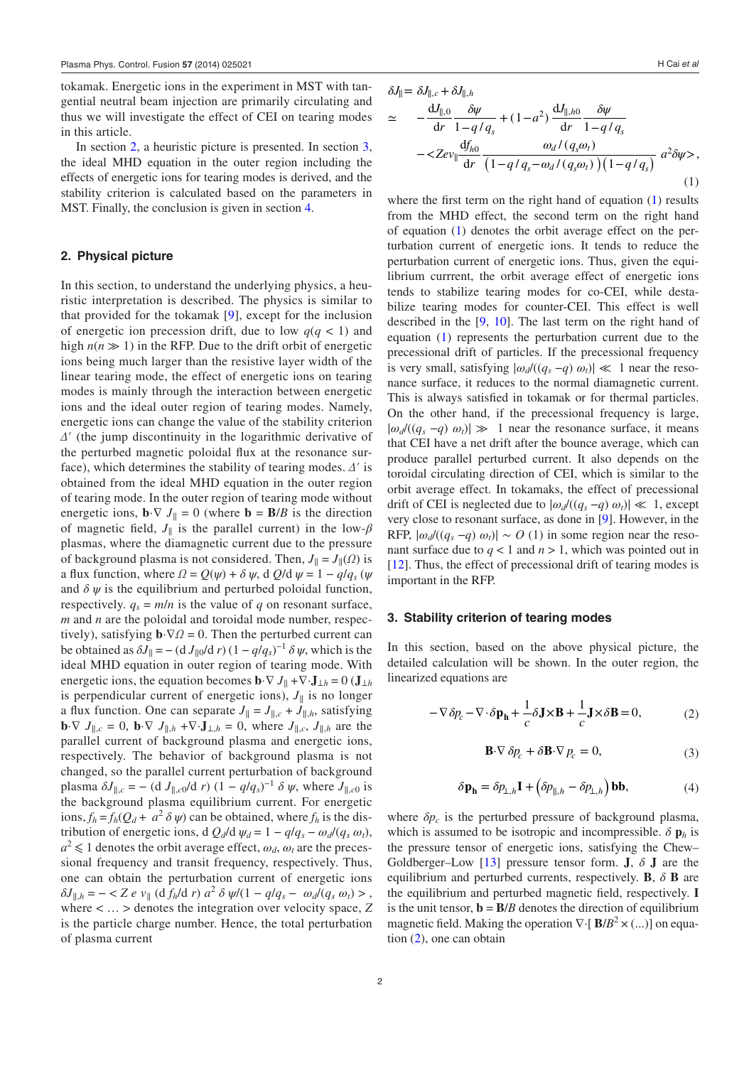tokamak. Energetic ions in the experiment in MST with tangential neutral beam injection are primarily circulating and thus we will investigate the effect of CEI on tearing modes in this article.

In section 2, a heuristic picture is presented. In section 3, the ideal MHD equation in the outer region including the effects of energetic ions for tearing modes is derived, and the stability criterion is calculated based on the parameters in MST. Finally, the conclusion is given in section 4.

## 2. Physical picture

In this section, to understand the underlying physics, a heuristic interpretation is described. The physics is similar to that provided for the tokamak [9], except for the inclusion of energetic ion precession drift, due to low $q(q < 1)$ and high $n(n \gg 1)$ in the RFP. Due to the drift orbit of energetic ions being much larger than the resistive layer width of the linear tearing mode, the effect of energetic ions on tearing modes is mainly through the interaction between energetic ions and the ideal outer region of tearing modes. Namely, energetic ions can change the value of the stability criterion $\Delta'$ (the jump discontinuity in the logarithmic derivative of the perturbed magnetic poloidal flux at the resonance surface), which determines the stability of tearing modes. $\Delta'$ is obtained from the ideal MHD equation in the outer region of tearing mode. In the outer region of tearing mode without energetic ions, $\mathbf{b}\cdot\nabla J_\parallel = 0$ (where $\mathbf{b} = \mathbf{B}/B$ is the direction of magnetic field, $J_\parallel$ is the parallel current) in the low-$\beta$ plasmas, where the diamagnetic current due to the pressure of background plasma is not considered. Then, $J_\parallel = J_\parallel(\Omega)$ is a flux function, where $\Omega = Q(\psi) + \delta\psi$, $\mathrm{d}Q/\mathrm{d}\psi = 1 - q/q_s$ ($\psi$ and $\delta\psi$ is the equilibrium and perturbed poloidal function, respectively. $q_s = m/n$ is the value of $q$ on resonant surface, $m$ and $n$ are the poloidal and toroidal mode number, respectively), satisfying $\mathbf{b}\cdot\nabla\Omega = 0$. Then the perturbed current can be obtained as $\delta J_\parallel = -(\mathrm{d}J_{\|0}/\mathrm{d}r)(1 - q/q_s)^{-1}\delta\psi$, which is the ideal MHD equation in outer region of tearing mode. With energetic ions, the equation becomes $\mathbf{b}\cdot\nabla J_\parallel + \nabla\cdot\mathbf{J}_{\perp h} = 0$ ($\mathbf{J}_{\perp h}$ is perpendicular current of energetic ions), $J_\parallel$ is no longer a flux function. One can separate $J_\parallel = J_{\parallel,c} + J_{\parallel,h}$, satisfying $\mathbf{b}\cdot\nabla J_{\parallel,c} = 0$, $\mathbf{b}\cdot\nabla J_{\parallel,h} + \nabla\cdot\mathbf{J}_{\perp,h} = 0$, where $J_{\parallel,c}$, $J_{\parallel,h}$ are the parallel current of background plasma and energetic ions, respectively. The behavior of background plasma is not changed, so the parallel current perturbation of background plasma $\delta J_{\parallel,c} = -(\mathrm{d}J_{\parallel,c0}/\mathrm{d}r)(1 - q/q_s)^{-1}\delta\psi$, where $J_{\parallel,c0}$ is the background plasma equilibrium current. For energetic ions, $f_h = f_h(Q_d + a^2\delta\psi)$ can be obtained, where $f_h$ is the distribution of energetic ions, $\mathrm{d}Q_d/\mathrm{d}\psi_d = 1 - q/q_s - \omega_d/(q_s\omega_t)$, $a^2 \leqslant 1$ denotes the orbit average effect, $\omega_d$, $\omega_t$ are the precessional frequency and transit frequency, respectively. Thus, one can obtain the perturbation current of energetic ions $\delta J_{\parallel,h} = -< Z e v_\parallel (\mathrm{d}f_h/\mathrm{d}r)\, a^2\delta\psi/(1 - q/q_s - \omega_d/(q_s\omega_t)>$, where $< \dots >$ denotes the integration over velocity space, $Z$ is the particle charge number. Hence, the total perturbation of plasma current

$$
\begin{aligned}
\delta J_\parallel &= \delta J_{\parallel,c} + \delta J_{\parallel,h} \\
&\simeq -\frac{\mathrm{d}J_{\parallel,0}}{\mathrm{d}r}\frac{\delta\psi}{1-q/q_s} + (1-a^2)\frac{\mathrm{d}J_{\parallel,h0}}{\mathrm{d}r}\frac{\delta\psi}{1-q/q_s} \\
&\quad - \left< Zev_\parallel \frac{\mathrm{d}f_{h0}}{\mathrm{d}r}\frac{\omega_d/(q_s\omega_t)}{\left(1-q/q_s-\omega_d/(q_s\omega_t)\right)\left(1-q/q_s\right)}\, a^2\delta\psi \right>,
\end{aligned}
\tag{1}
$$

where the first term on the right hand of equation (1) results from the MHD effect, the second term on the right hand of equation (1) denotes the orbit average effect on the perturbation current of energetic ions. It tends to reduce the perturbation current of energetic ions. Thus, given the equilibrium currrent, the orbit average effect of energetic ions tends to stabilize tearing modes for co-CEI, while destabilize tearing modes for counter-CEI. This effect is well described in the [9, 10]. The last term on the right hand of equation (1) represents the perturbation current due to the precessional drift of particles. If the precessional frequency is very small, satisfying $|\omega_d/((q_s - q)\,\omega_t)| \ll 1$ near the resonance surface, it reduces to the normal diamagnetic current. This is always satisfied in tokamak or for thermal particles. On the other hand, if the precessional frequency is large, $|\omega_d/((q_s - q)\,\omega_t)| \gg 1$ near the resonance surface, it means that CEI have a net drift after the bounce average, which can produce parallel perturbed current. It also depends on the toroidal circulating direction of CEI, which is similar to the orbit average effect. In tokamaks, the effect of precessional drift of CEI is neglected due to $|\omega_d/((q_s - q)\,\omega_t)| \ll 1$, except very close to resonant surface, as done in [9]. However, in the RFP, $|\omega_d/((q_s - q)\,\omega_t)| \sim O(1)$ in some region near the resonant surface due to $q < 1$ and $n > 1$, which was pointed out in [12]. Thus, the effect of precessional drift of tearing modes is important in the RFP.

## 3. Stability criterion of tearing modes

In this section, based on the above physical picture, the detailed calculation will be shown. In the outer region, the linearized equations are

$$
-\nabla\delta p_c - \nabla\cdot\delta\mathbf{p_h} + \frac{1}{c}\delta\mathbf{J}\times\mathbf{B} + \frac{1}{c}\mathbf{J}\times\delta\mathbf{B} = 0,
\tag{2}
$$

$$
\mathbf{B}\cdot\nabla\,\delta p_c + \delta\mathbf{B}\cdot\nabla\, p_c = 0,
\tag{3}
$$

$$
\delta\mathbf{p_h} = \delta p_{\perp,h}\mathbf{I} + \left(\delta p_{\parallel,h} - \delta p_{\perp,h}\right)\mathbf{bb},
\tag{4}
$$

where $\delta p_c$ is the perturbed pressure of background plasma, which is assumed to be isotropic and incompressible. $\delta\,\mathbf{p}_h$ is the pressure tensor of energetic ions, satisfying the Chew–Goldberger–Low [13] pressure tensor form. $\mathbf{J}$, $\delta\,\mathbf{J}$ are the equilibrium and perturbed currents, respectively. $\mathbf{B}$, $\delta\,\mathbf{B}$ are the equilibrium and perturbed magnetic field, respectively. $\mathbf{I}$ is the unit tensor, $\mathbf{b} = \mathbf{B}/B$ denotes the direction of equilibrium magnetic field. Making the operation $\nabla\cdot[\,\mathbf{B}/B^2\times(\dots)]$ on equation (2), one can obtain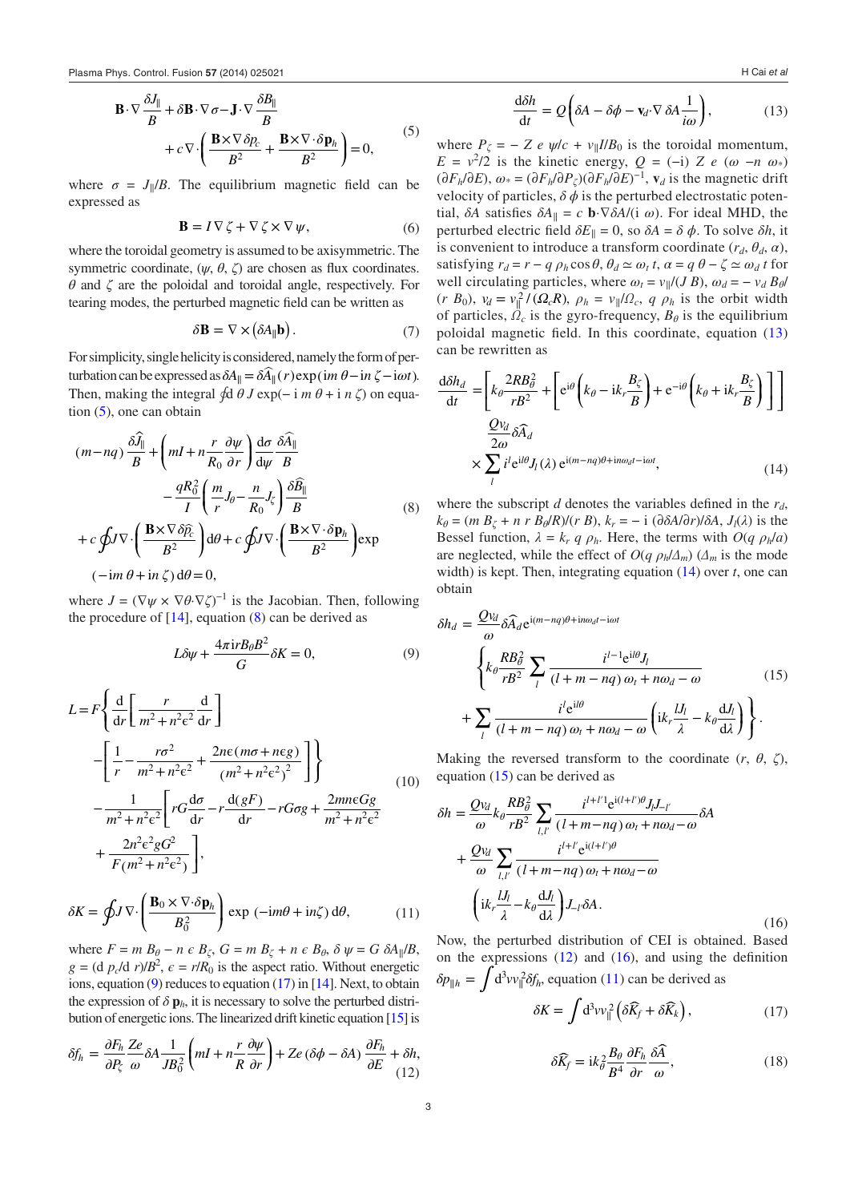$$\mathbf{B}\cdot\nabla\frac{\delta J_\parallel}{B}+\delta\mathbf{B}\cdot\nabla\sigma-\mathbf{J}\cdot\nabla\frac{\delta B_\parallel}{B}+c\nabla\cdot\left(\frac{\mathbf{B}\times\nabla\delta p_c}{B^2}+\frac{\mathbf{B}\times\nabla\cdot\delta\mathbf{p}_h}{B^2}\right)=0, \tag{5}$$

where $\sigma = J_\parallel/B$. The equilibrium magnetic field can be expressed as

$$\mathbf{B} = I\nabla\zeta + \nabla\zeta\times\nabla\psi, \tag{6}$$

where the toroidal geometry is assumed to be axisymmetric. The symmetric coordinate, $(\psi, \theta, \zeta)$ are chosen as flux coordinates. $\theta$ and $\zeta$ are the poloidal and toroidal angle, respectively. For tearing modes, the perturbed magnetic field can be written as

$$\delta\mathbf{B} = \nabla\times(\delta A_\parallel \mathbf{b}). \tag{7}$$

For simplicity, single helicity is considered, namely the form of perturbation can be expressed as $\delta A_\parallel = \widehat{\delta A_\parallel}(r)\exp(\mathrm{i}m\,\theta - \mathrm{i}n\,\zeta - \mathrm{i}\omega t)$. Then, making the integral $\oint \mathrm{d}\,\theta\, J\exp(-\,\mathrm{i}\,m\,\theta + \mathrm{i}\,n\,\zeta)$ on equation (5), one can obtain

$$\begin{aligned}&(m-nq)\frac{\widehat{\delta J_\parallel}}{B}+\left(mI+n\frac{r}{R_0}\frac{\partial\psi}{\partial r}\right)\frac{\mathrm{d}\sigma}{\mathrm{d}\psi}\frac{\widehat{\delta A_\parallel}}{B}\\&\quad-\frac{qR_0^2}{I}\left(\frac{m}{r}J_\theta-\frac{n}{R_0}J_\zeta\right)\frac{\widehat{\delta B_\parallel}}{B}\\&+c\oint J\nabla\cdot\left(\frac{\mathbf{B}\times\nabla\widehat{\delta p_c}}{B^2}\right)\mathrm{d}\theta+c\oint J\nabla\cdot\left(\frac{\mathbf{B}\times\nabla\cdot\delta\mathbf{p}_h}{B^2}\right)\exp\\&\quad(-\mathrm{i}m\,\theta+\mathrm{i}n\,\zeta)\,\mathrm{d}\theta=0,\end{aligned} \tag{8}$$

where $J = (\nabla\psi\times\nabla\theta\cdot\nabla\zeta)^{-1}$ is the Jacobian. Then, following the procedure of [14], equation (8) can be derived as

$$L\delta\psi + \frac{4\pi\mathrm{i}rB_\theta B^2}{G}\delta K = 0, \tag{9}$$

$$\begin{aligned}L=&F\left\{\frac{\mathrm{d}}{\mathrm{d}r}\left[\frac{r}{m^2+n^2\epsilon^2}\frac{\mathrm{d}}{\mathrm{d}r}\right]-\left[\frac{1}{r}-\frac{r\sigma^2}{m^2+n^2\epsilon^2}+\frac{2n\epsilon(m\sigma+n\epsilon g)}{(m^2+n^2\epsilon^2)^2}\right]\right\}\\&-\frac{1}{m^2+n^2\epsilon^2}\left[rG\frac{\mathrm{d}\sigma}{\mathrm{d}r}-r\frac{\mathrm{d}(gF)}{\mathrm{d}r}-rG\sigma g+\frac{2mn\epsilon Gg}{m^2+n^2\epsilon^2}+\frac{2n^2\epsilon^2 gG^2}{F(m^2+n^2\epsilon^2)}\right],\end{aligned} \tag{10}$$

$$\delta K = \oint J\nabla\cdot\left(\frac{\mathbf{B}_0\times\nabla\cdot\delta\mathbf{p}_h}{B_0^2}\right)\exp(-\mathrm{i}m\theta+\mathrm{i}n\zeta)\,\mathrm{d}\theta, \tag{11}$$

where $F = m\,B_\theta - n\,\epsilon\,B_\zeta$, $G = m\,B_\zeta + n\,\epsilon\,B_\theta$, $\delta\,\psi = G\,\delta A_\parallel/B$, $g = (\mathrm{d}\,p_c/\mathrm{d}\,r)/B^2$, $\epsilon = r/R_0$ is the aspect ratio. Without energetic ions, equation (9) reduces to equation (17) in [14]. Next, to obtain the expression of $\delta\,\mathbf{p}_h$, it is necessary to solve the perturbed distribution of energetic ions. The linearized drift kinetic equation [15] is

$$\delta f_h = \frac{\partial F_h}{\partial P_\zeta}\frac{Ze}{\omega}\delta A\frac{1}{JB_0^2}\left(mI+n\frac{r}{R}\frac{\partial\psi}{\partial r}\right)+Ze\,(\delta\phi-\delta A)\,\frac{\partial F_h}{\partial E}+\delta h, \tag{12}$$

$$\frac{\mathrm{d}\delta h}{\mathrm{d}t} = Q\left(\delta A - \delta\phi - \mathbf{v}_d\cdot\nabla\,\delta A\frac{1}{i\omega}\right), \tag{13}$$

where $P_\zeta = -\,Z\,e\,\psi/c + v_\parallel I/B_0$ is the toroidal momentum, $E = v^2/2$ is the kinetic energy, $Q = (-\mathrm{i})\,Z\,e\,(\omega\,-n\,\omega_*)\,(\partial F_h/\partial E)$, $\omega_* = (\partial F_h/\partial P_\zeta)(\partial F_h/\partial E)^{-1}$, $\mathbf{v}_d$ is the magnetic drift velocity of particles, $\delta\,\phi$ is the perturbed electrostatic potential, $\delta A$ satisfies $\delta A_\parallel = c\,\mathbf{b}\cdot\nabla\delta A/(\mathrm{i}\,\omega)$. For ideal MHD, the perturbed electric field $\delta E_\parallel = 0$, so $\delta A = \delta\,\phi$. To solve $\delta h$, it is convenient to introduce a transform coordinate $(r_d, \theta_d, \alpha)$, satisfying $r_d = r - q\,\rho_h\cos\theta$, $\theta_d \simeq \omega_t\,t$, $\alpha = q\,\theta - \zeta \simeq \omega_d\,t$ for well circulating particles, where $\omega_t = v_\parallel/(J\,B)$, $\omega_d = -\,v_d\,B_\theta/(r\,B_0)$, $v_d = v_\parallel^2/(\Omega_c R)$, $\rho_h = v_\parallel/\Omega_c$, $q\,\rho_h$ is the orbit width of particles, $\Omega_c$ is the gyro-frequency, $B_\theta$ is the equilibrium poloidal magnetic field. In this coordinate, equation (13) can be rewritten as

$$\begin{aligned}\frac{\mathrm{d}\delta h_d}{\mathrm{d}t}=&\left[k_\theta\frac{2RB_\theta^2}{rB^2}+\left[\mathrm{e}^{\mathrm{i}\theta}\left(k_\theta-\mathrm{i}k_r\frac{B_\zeta}{B}\right)+\mathrm{e}^{-\mathrm{i}\theta}\left(k_\theta+\mathrm{i}k_r\frac{B_\zeta}{B}\right)\right]\right]\\&\frac{Qv_d}{2\omega}\widehat{\delta A}_d\\&\times\sum_l i^l\mathrm{e}^{\mathrm{i}l\theta}J_l(\lambda)\,\mathrm{e}^{\mathrm{i}(m-nq)\theta+\mathrm{i}n\omega_d t-\mathrm{i}\omega t},\end{aligned} \tag{14}$$

where the subscript $d$ denotes the variables defined in the $r_d$, $k_\theta = (m\,B_\zeta + n\,r\,B_\theta/R)/(r\,B)$, $k_r = -\,\mathrm{i}\,(\partial\delta A/\partial r)/\delta A$, $J_l(\lambda)$ is the Bessel function, $\lambda = k_r\,q\,\rho_h$. Here, the terms with $O(q\,\rho_h/a)$ are neglected, while the effect of $O(q\,\rho_h/\Delta_m)$ ($\Delta_m$ is the mode width) is kept. Then, integrating equation (14) over $t$, one can obtain

$$\begin{aligned}\delta h_d=&\frac{Qv_d}{\omega}\widehat{\delta A}_d\,\mathrm{e}^{\mathrm{i}(m-nq)\theta+\mathrm{i}n\omega_d t-\mathrm{i}\omega t}\\&\left\{k_\theta\frac{RB_\theta^2}{rB^2}\sum_l\frac{i^{l-1}\mathrm{e}^{\mathrm{i}l\theta}J_l}{(l+m-nq)\,\omega_t+n\omega_d-\omega}\right.\\&\left.+\sum_l\frac{i^l\mathrm{e}^{\mathrm{i}l\theta}}{(l+m-nq)\,\omega_t+n\omega_d-\omega}\left(\mathrm{i}k_r\frac{lJ_l}{\lambda}-k_\theta\frac{\mathrm{d}J_l}{\mathrm{d}\lambda}\right)\right\}.\end{aligned} \tag{15}$$

Making the reversed transform to the coordinate $(r, \theta, \zeta)$, equation (15) can be derived as

$$\begin{aligned}\delta h=&\frac{Qv_d}{\omega}k_\theta\frac{RB_\theta^2}{rB^2}\sum_{l,l'}\frac{i^{l+l'1}\mathrm{e}^{\mathrm{i}(l+l')\theta}J_lJ_{-l'}}{(l+m-nq)\,\omega_t+n\omega_d-\omega}\delta A\\&+\frac{Qv_d}{\omega}\sum_{l,l'}\frac{i^{l+l'}\mathrm{e}^{\mathrm{i}(l+l')\theta}}{(l+m-nq)\,\omega_t+n\omega_d-\omega}\\&\left(\mathrm{i}k_r\frac{lJ_l}{\lambda}-k_\theta\frac{\mathrm{d}J_l}{\mathrm{d}\lambda}\right)J_{-l'}\delta A.\end{aligned} \tag{16}$$

Now, the perturbed distribution of CEI is obtained. Based on the expressions (12) and (16), and using the definition $\delta p_{\parallel h} = \int \mathrm{d}^3 v v_\parallel^2 \delta f_h$, equation (11) can be derived as

$$\delta K = \int \mathrm{d}^3 v v_\parallel^2\left(\widehat{\delta K}_f + \widehat{\delta K}_k\right), \tag{17}$$

$$\widehat{\delta K}_f = \mathrm{i}k_\theta^2\frac{B_\theta}{B^4}\frac{\partial F_h}{\partial r}\frac{\widehat{\delta A}}{\omega}, \tag{18}$$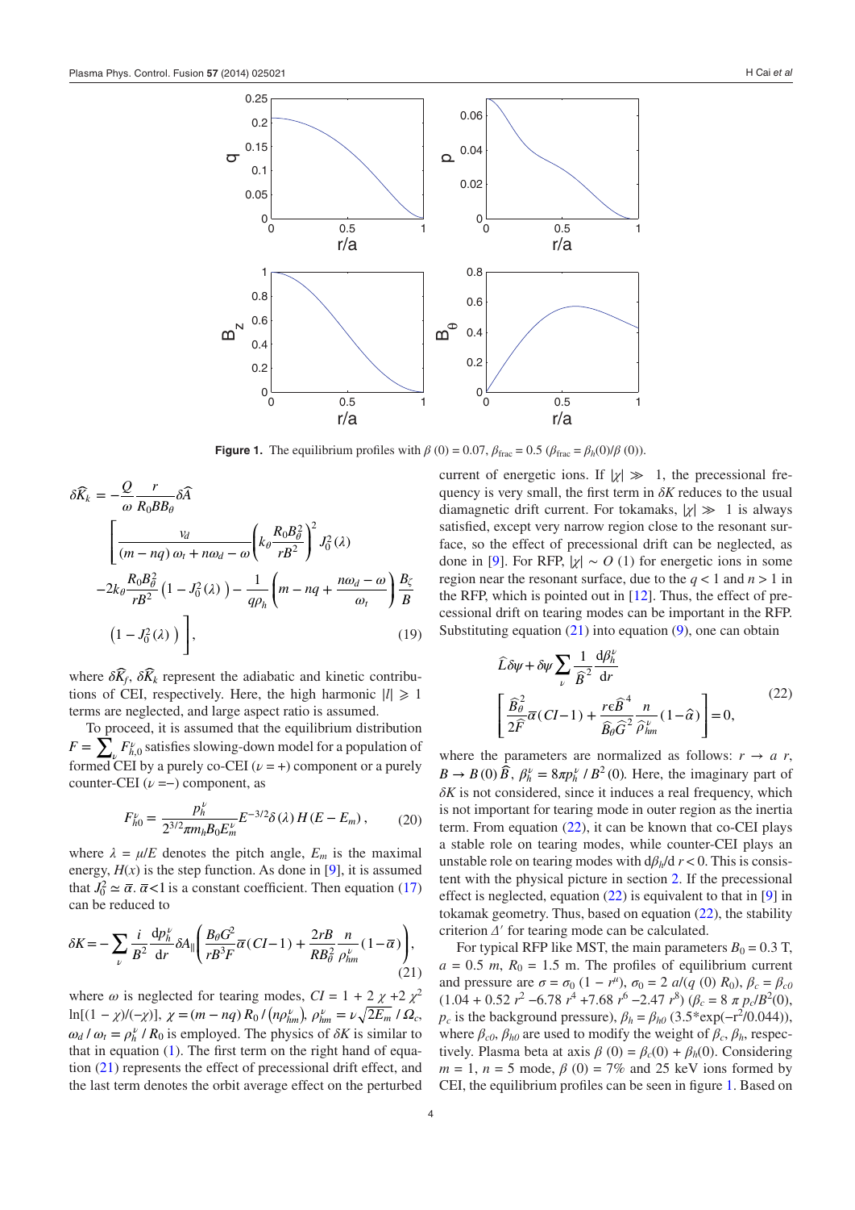**Figure 1.** The equilibrium profiles with $\beta$ (0) = 0.07, $\beta_{\rm frac} = 0.5$ ($\beta_{\rm frac} = \beta_h(0)/\beta$ (0)).

$$
\begin{aligned}
\delta \widehat{K}_k = & -\frac{Q}{\omega}\frac{r}{R_0 B B_\theta}\delta \widehat{A} \\
& \left[ \frac{v_d}{(m-nq)\,\omega_t + n\omega_d - \omega}\left(k_\theta \frac{R_0 B_\theta^2}{rB^2}\right)^2 J_0^2(\lambda) \right. \\
& -2k_\theta \frac{R_0 B_\theta^2}{rB^2}\left(1 - J_0^2(\lambda)\right) - \frac{1}{q\rho_h}\left(m - nq + \frac{n\omega_d - \omega}{\omega_t}\right)\frac{B_\zeta}{B} \\
& \left. \left(1 - J_0^2(\lambda)\right) \right],
\end{aligned} \tag{19}
$$

where $\delta \widehat{K}_f$, $\delta \widehat{K}_k$ represent the adiabatic and kinetic contributions of CEI, respectively. Here, the high harmonic $|l| \geqslant 1$ terms are neglected, and large aspect ratio is assumed.

To proceed, it is assumed that the equilibrium distribution $F = \sum_\nu F^\nu_{h,0}$ satisfies slowing-down model for a population of formed CEI by a purely co-CEI ($\nu = +$) component or a purely counter-CEI ($\nu =-$) component, as

$$
F^\nu_{h0} = \frac{p^\nu_h}{2^{3/2}\pi m_h B_0 E^\nu_m} E^{-3/2}\delta(\lambda)\, H(E - E_m), \tag{20}
$$

where $\lambda = \mu/E$ denotes the pitch angle, $E_m$ is the maximal energy, $H(x)$ is the step function. As done in [9], it is assumed that $J_0^2 \simeq \overline{\alpha}$. $\overline{\alpha}<1$ is a constant coefficient. Then equation (17) can be reduced to

$$
\delta K = -\sum_\nu \frac{i}{B^2}\frac{\mathrm{d}p^\nu_h}{\mathrm{d}r}\delta A_\| \left( \frac{B_\theta G^2}{rB^3 F}\overline{\alpha}(CI - 1) + \frac{2rB}{RB_\theta^2}\frac{n}{\rho^\nu_{hm}}(1 - \overline{\alpha}) \right), \tag{21}
$$

where $\omega$ is neglected for tearing modes, $CI = 1 + 2\,\chi + 2\,\chi^2 \ln[(1-\chi)/(-\chi)]$, $\chi = (m-nq)\,R_0/\left(n\rho^\nu_{hm}\right)$, $\rho^\nu_{hm} = \nu\sqrt{2E_m}\,/\,\Omega_c$, $\omega_d\,/\,\omega_t = \rho^\nu_h\,/\,R_0$ is employed. The physics of $\delta K$ is similar to that in equation (1). The first term on the right hand of equation (21) represents the effect of precessional drift effect, and the last term denotes the orbit average effect on the perturbed current of energetic ions. If $|\chi| \gg 1$, the precessional frequency is very small, the first term in $\delta K$ reduces to the usual diamagnetic drift current. For tokamaks, $|\chi| \gg 1$ is always satisfied, except very narrow region close to the resonant surface, so the effect of precessional drift can be neglected, as done in [9]. For RFP, $|\chi| \sim O(1)$ for energetic ions in some region near the resonant surface, due to the $q < 1$ and $n > 1$ in the RFP, which is pointed out in [12]. Thus, the effect of precessional drift on tearing modes can be important in the RFP. Substituting equation (21) into equation (9), one can obtain

$$
\begin{aligned}
& \widehat{L}\delta\psi + \delta\psi \sum_\nu \frac{1}{\widehat{B}^2}\frac{\mathrm{d}\beta^\nu_h}{\mathrm{d}r} \\
& \left[ \frac{\widehat{B}_\theta^2}{2\widehat{F}}\overline{\alpha}(CI - 1) + \frac{r\epsilon\widehat{B}^4}{\widehat{B}_\theta \widehat{G}^2}\frac{n}{\widehat{\rho}^\nu_{hm}}(1 - \widehat{\alpha}) \right] = 0,
\end{aligned} \tag{22}
$$

where the parameters are normalized as follows: $r \to a\ r$, $B \to B\,(0)\,\widehat{B}$, $\beta^\nu_h = 8\pi p^\nu_h\,/\,B^2\,(0)$. Here, the imaginary part of $\delta K$ is not considered, since it induces a real frequency, which is not important for tearing mode in outer region as the inertia term. From equation (22), it can be known that co-CEI plays a stable role on tearing modes, while counter-CEI plays an unstable role on tearing modes with $\mathrm{d}\beta_h/\mathrm{d}\,r < 0$. This is consistent with the physical picture in section 2. If the precessional effect is neglected, equation (22) is equivalent to that in [9] in tokamak geometry. Thus, based on equation (22), the stability criterion $\Delta'$ for tearing mode can be calculated.

For typical RFP like MST, the main parameters $B_0 = 0.3$ T, $a = 0.5\ m$, $R_0 = 1.5$ m. The profiles of equilibrium current and pressure are $\sigma = \sigma_0\ (1 - r^\mu)$, $\sigma_0 = 2\ a/(q\ (0)\ R_0)$, $\beta_c = \beta_{c0}\ (1.04 + 0.52\ r^2 - 6.78\ r^4 + 7.68\ r^6 - 2.47\ r^8)$ ($\beta_c = 8\ \pi\ p_c/B^2(0)$, $p_c$ is the background pressure), $\beta_h = \beta_{h0}\ (3.5{*}\exp(-r^2/0.044))$, where $\beta_{c0}$, $\beta_{h0}$ are used to modify the weight of $\beta_c$, $\beta_h$, respectively. Plasma beta at axis $\beta\ (0) = \beta_c(0) + \beta_h(0)$. Considering $m = 1$, $n = 5$ mode, $\beta\ (0) = 7\%$ and 25 keV ions formed by CEI, the equilibrium profiles can be seen in figure 1. Based on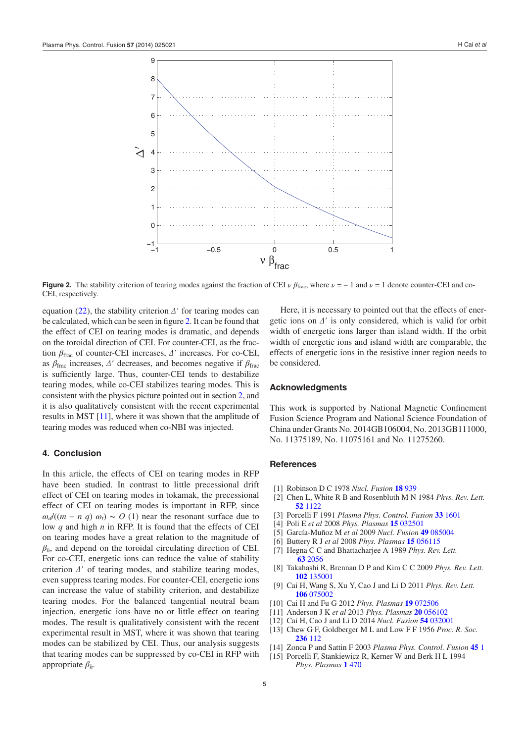9
8
7
6
5
4
3
2
1
0
−1

−1
−0.5
0
0.5
1

$\Delta'$

$\nu\ \beta_{\text{frac}}$

**Figure 2.** The stability criterion of tearing modes against the fraction of CEI $\nu\ \beta_{\text{frac}}$, where $\nu = -1$ and $\nu = 1$ denote counter-CEI and co-CEI, respectively.

equation (22), the stability criterion $\Delta'$ for tearing modes can be calculated, which can be seen in figure 2. It can be found that the effect of CEI on tearing modes is dramatic, and depends on the toroidal direction of CEI. For counter-CEI, as the fraction $\beta_{\text{frac}}$ of counter-CEI increases, $\Delta'$ increases. For co-CEI, as $\beta_{\text{frac}}$ increases, $\Delta'$ decreases, and becomes negative if $\beta_{\text{frac}}$ is sufficiently large. Thus, counter-CEI tends to destabilize tearing modes, while co-CEI stabilizes tearing modes. This is consistent with the physics picture pointed out in section 2, and it is also qualitatively consistent with the recent experimental results in MST [11], where it was shown that the amplitude of tearing modes was reduced when co-NBI was injected.

## 4. Conclusion

In this article, the effects of CEI on tearing modes in RFP have been studied. In contrast to little precessional drift effect of CEI on tearing modes in tokamak, the precessional effect of CEI on tearing modes is important in RFP, since $\omega_d/((m - n\ q)\ \omega_t) \sim O\ (1)$ near the resonant surface due to low $q$ and high $n$ in RFP. It is found that the effects of CEI on tearing modes have a great relation to the magnitude of $\beta_h$, and depend on the toroidal circulating direction of CEI. For co-CEI, energetic ions can reduce the value of stability criterion $\Delta'$ of tearing modes, and stabilize tearing modes, even suppress tearing modes. For counter-CEI, energetic ions can increase the value of stability criterion, and destabilize tearing modes. For the balanced tangential neutral beam injection, energetic ions have no or little effect on tearing modes. The result is qualitatively consistent with the recent experimental result in MST, where it was shown that tearing modes can be stabilized by CEI. Thus, our analysis suggests that tearing modes can be suppressed by co-CEI in RFP with appropriate $\beta_h$.

Here, it is necessary to pointed out that the effects of energetic ions on $\Delta'$ is only considered, which is valid for orbit width of energetic ions larger than island width. If the orbit width of energetic ions and island width are comparable, the effects of energetic ions in the resistive inner region needs to be considered.

## Acknowledgments

This work is supported by National Magnetic Confinement Fusion Science Program and National Science Foundation of China under Grants No. 2014GB106004, No. 2013GB111000, No. 11375189, No. 11075161 and No. 11275260.

## References

[1] Robinson D C 1978 *Nucl. Fusion* **18** 939
[2] Chen L, White R B and Rosenbluth M N 1984 *Phys. Rev. Lett.* **52** 1122
[3] Porcelli F 1991 *Plasma Phys. Control. Fusion* **33** 1601
[4] Poli E *et al* 2008 *Phys. Plasmas* **15** 032501
[5] García-Muñoz M *et al* 2009 *Nucl. Fusion* **49** 085004
[6] Buttery R J *et al* 2008 *Phys. Plasmas* **15** 056115
[7] Hegna C C and Bhattacharjee A 1989 *Phys. Rev. Lett.* **63** 2056
[8] Takahashi R, Brennan D P and Kim C C 2009 *Phys. Rev. Lett.* **102** 135001
[9] Cai H, Wang S, Xu Y, Cao J and Li D 2011 *Phys. Rev. Lett.* **106** 075002
[10] Cai H and Fu G 2012 *Phys. Plasmas* **19** 072506
[11] Anderson J K *et al* 2013 *Phys. Plasmas* **20** 056102
[12] Cai H, Cao J and Li D 2014 *Nucl. Fusion* **54** 032001
[13] Chew G F, Goldberger M L and Low F F 1956 *Proc. R. Soc.* **236** 112
[14] Zonca P and Sattin F 2003 *Plasma Phys. Control. Fusion* **45** 1
[15] Porcelli F, Stankiewicz R, Kerner W and Berk H L 1994 *Phys. Plasmas* **1** 470